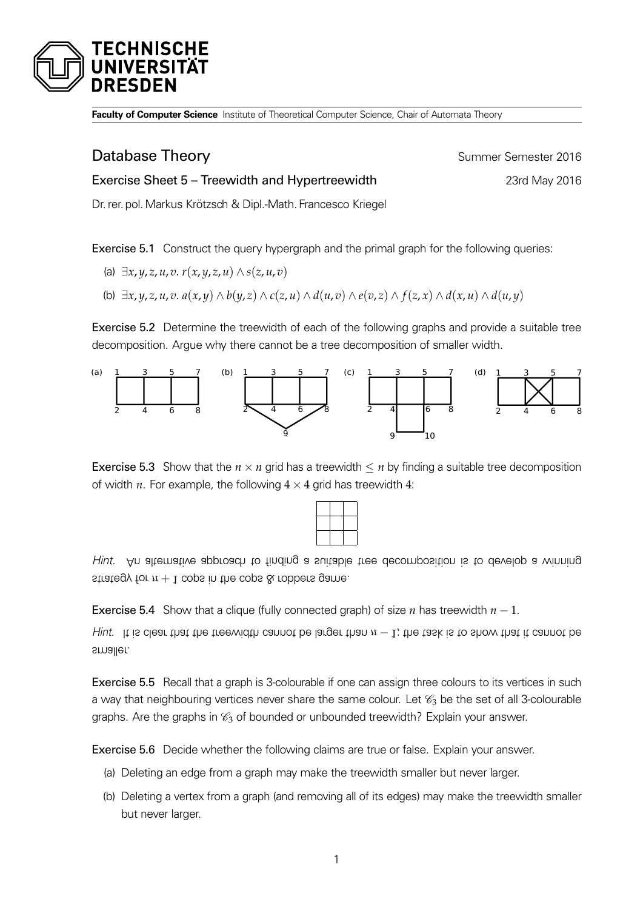**Faculty of Computer Science** Institute of Theoretical Computer Science, Chair of Automata Theory

# Database Theory

Summer Semester 2016

## Exercise Sheet 5 – Treewidth and Hypertreewidth

23rd May 2016

Dr. rer. pol. Markus Krötzsch & Dipl.-Math. Francesco Kriegel

**Exercise 5.1** Construct the query hypergraph and the primal graph for the following queries:

(a) $\exists x, y, z, u, v.\ r(x, y, z, u) \wedge s(z, u, v)$

(b) $\exists x, y, z, u, v.\ a(x, y) \wedge b(y, z) \wedge c(z, u) \wedge d(u, v) \wedge e(v, z) \wedge f(z, x) \wedge d(x, u) \wedge d(u, y)$

**Exercise 5.2** Determine the treewidth of each of the following graphs and provide a suitable tree decomposition. Argue why there cannot be a tree decomposition of smaller width.

(a) (b) (c) (d)

**Exercise 5.3** Show that the $n \times n$ grid has a treewidth $\leq n$ by finding a suitable tree decomposition of width $n$. For example, the following $4 \times 4$ grid has treewidth $4$:

*Hint.* An alternative approach to finding a suitable tree decomposition is to develop a winning strategy for $n + 1$ cops in the cops & robbers game.

**Exercise 5.4** Show that a clique (fully connected graph) of size $n$ has treewidth $n - 1$.

*Hint.* It is clear that the treewidth cannot be larger than $n - 1$; the task is to show that it cannot be smaller.

**Exercise 5.5** Recall that a graph is 3-colourable if one can assign three colours to its vertices in such a way that neighbouring vertices never share the same colour. Let $\mathscr{C}_3$ be the set of all 3-colourable graphs. Are the graphs in $\mathscr{C}_3$ of bounded or unbounded treewidth? Explain your answer.

**Exercise 5.6** Decide whether the following claims are true or false. Explain your answer.

(a) Deleting an edge from a graph may make the treewidth smaller but never larger.

(b) Deleting a vertex from a graph (and removing all of its edges) may make the treewidth smaller but never larger.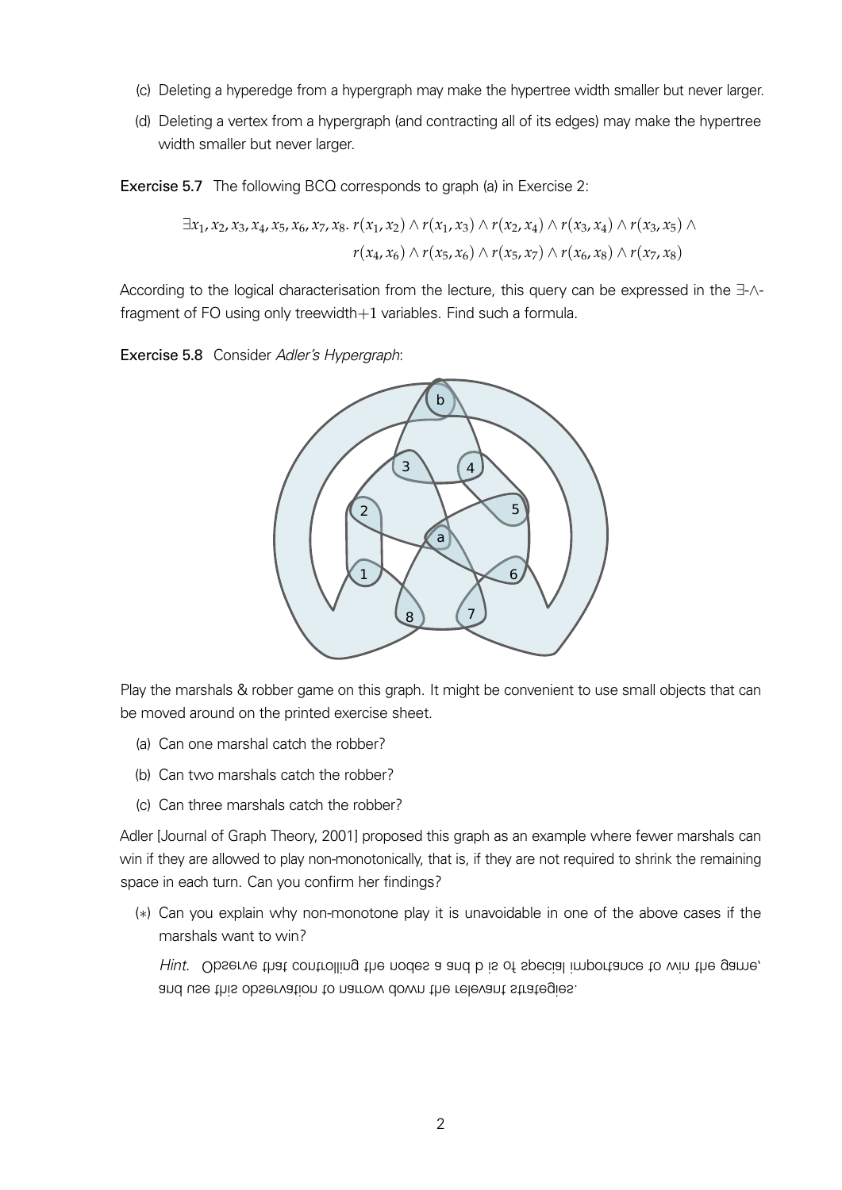(c) Deleting a hyperedge from a hypergraph may make the hypertree width smaller but never larger.

(d) Deleting a vertex from a hypergraph (and contracting all of its edges) may make the hypertree width smaller but never larger.

**Exercise 5.7** The following BCQ corresponds to graph (a) in Exercise 2:

$$\exists x_1, x_2, x_3, x_4, x_5, x_6, x_7, x_8.\ r(x_1, x_2) \wedge r(x_1, x_3) \wedge r(x_2, x_4) \wedge r(x_3, x_4) \wedge r(x_3, x_5) \wedge r(x_4, x_6) \wedge r(x_5, x_6) \wedge r(x_5, x_7) \wedge r(x_6, x_8) \wedge r(x_7, x_8)$$

According to the logical characterisation from the lecture, this query can be expressed in the $\exists$-$\wedge$-fragment of FO using only treewidth$+1$ variables. Find such a formula.

**Exercise 5.8** Consider *Adler's Hypergraph*:

b
3
4
2
5
a
1
6
8
7

Play the marshals & robber game on this graph. It might be convenient to use small objects that can be moved around on the printed exercise sheet.

(a) Can one marshal catch the robber?

(b) Can two marshals catch the robber?

(c) Can three marshals catch the robber?

Adler [Journal of Graph Theory, 2001] proposed this graph as an example where fewer marshals can win if they are allowed to play non-monotonically, that is, if they are not required to shrink the remaining space in each turn. Can you confirm her findings?

(∗) Can you explain why non-monotone play it is unavoidable in one of the above cases if the marshals want to win?

*Hint.* Observe that controlling the nodes a and b is of special importance to win the game, and use this observation to narrow down the relevant strategies.